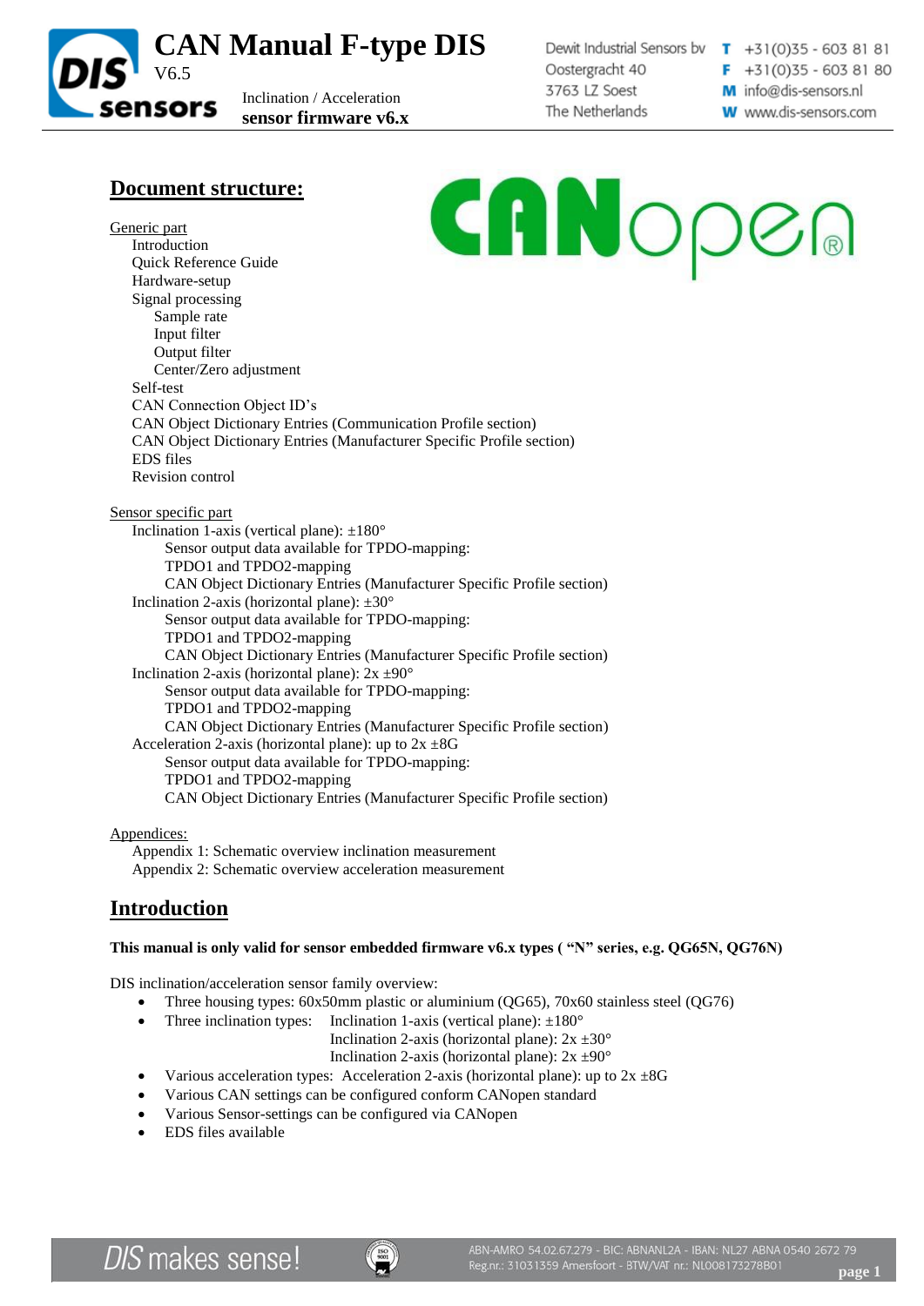# CAN Manual F-type DIS

V6.5

Inclination / Acceleration
**sensor firmware v6.x**

Dewit Industrial Sensors bv
Oostergracht 40
3763 LZ Soest
The Netherlands

T +31(0)35 - 603 81 81
F +31(0)35 - 603 81 80
M info@dis-sensors.nl
W www.dis-sensors.com

## Document structure:

Generic part
- Introduction
- Quick Reference Guide
- Hardware-setup
- Signal processing
  - Sample rate
  - Input filter
  - Output filter
  - Center/Zero adjustment
- Self-test
- CAN Connection Object ID's
- CAN Object Dictionary Entries (Communication Profile section)
- CAN Object Dictionary Entries (Manufacturer Specific Profile section)
- EDS files
- Revision control

Sensor specific part
- Inclination 1-axis (vertical plane): ±180°
  - Sensor output data available for TPDO-mapping:
  - TPDO1 and TPDO2-mapping
  - CAN Object Dictionary Entries (Manufacturer Specific Profile section)
- Inclination 2-axis (horizontal plane): ±30°
  - Sensor output data available for TPDO-mapping:
  - TPDO1 and TPDO2-mapping
  - CAN Object Dictionary Entries (Manufacturer Specific Profile section)
- Inclination 2-axis (horizontal plane): 2x ±90°
  - Sensor output data available for TPDO-mapping:
  - TPDO1 and TPDO2-mapping
  - CAN Object Dictionary Entries (Manufacturer Specific Profile section)
- Acceleration 2-axis (horizontal plane): up to 2x ±8G
  - Sensor output data available for TPDO-mapping:
  - TPDO1 and TPDO2-mapping
  - CAN Object Dictionary Entries (Manufacturer Specific Profile section)

Appendices:
- Appendix 1: Schematic overview inclination measurement
- Appendix 2: Schematic overview acceleration measurement

## Introduction

**This manual is only valid for sensor embedded firmware v6.x types ( "N" series, e.g. QG65N, QG76N)**

DIS inclination/acceleration sensor family overview:

- Three housing types: 60x50mm plastic or aluminium (QG65), 70x60 stainless steel (QG76)
- Three inclination types: Inclination 1-axis (vertical plane): ±180°
  Inclination 2-axis (horizontal plane): 2x ±30°
  Inclination 2-axis (horizontal plane): 2x ±90°
- Various acceleration types: Acceleration 2-axis (horizontal plane): up to 2x ±8G
- Various CAN settings can be configured conform CANopen standard
- Various Sensor-settings can be configured via CANopen
- EDS files available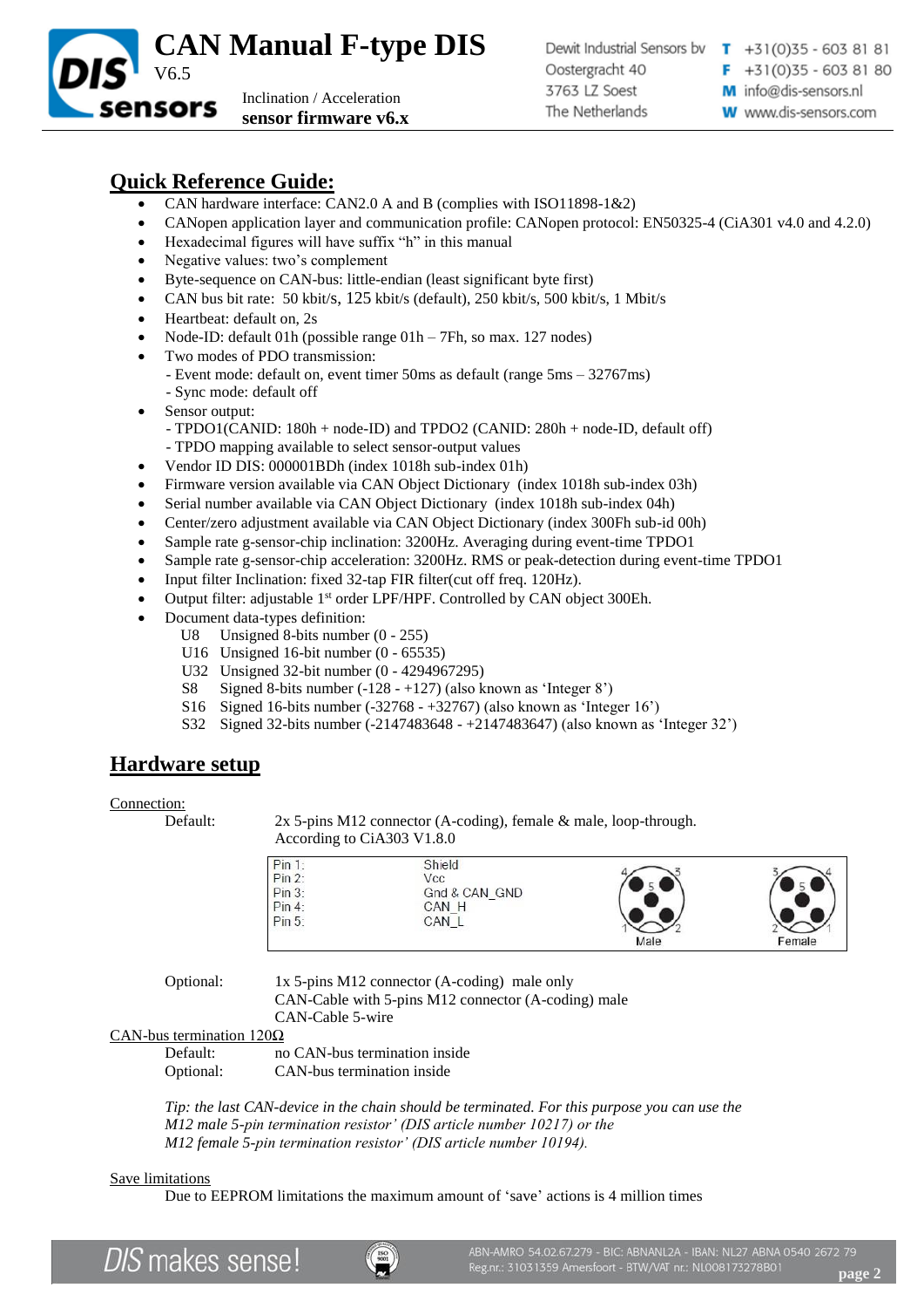## Quick Reference Guide:

- CAN hardware interface: CAN2.0 A and B (complies with ISO11898-1&2)
- CANopen application layer and communication profile: CANopen protocol: EN50325-4 (CiA301 v4.0 and 4.2.0)
- Hexadecimal figures will have suffix "h" in this manual
- Negative values: two's complement
- Byte-sequence on CAN-bus: little-endian (least significant byte first)
- CAN bus bit rate: 50 kbit/s, 125 kbit/s (default), 250 kbit/s, 500 kbit/s, 1 Mbit/s
- Heartbeat: default on, 2s
- Node-ID: default 01h (possible range 01h – 7Fh, so max. 127 nodes)
- Two modes of PDO transmission:
  - Event mode: default on, event timer 50ms as default (range 5ms – 32767ms)
  - Sync mode: default off
- Sensor output:
  - TPDO1(CANID: 180h + node-ID) and TPDO2 (CANID: 280h + node-ID, default off)
  - TPDO mapping available to select sensor-output values
- Vendor ID DIS: 000001BDh (index 1018h sub-index 01h)
- Firmware version available via CAN Object Dictionary (index 1018h sub-index 03h)
- Serial number available via CAN Object Dictionary (index 1018h sub-index 04h)
- Center/zero adjustment available via CAN Object Dictionary (index 300Fh sub-id 00h)
- Sample rate g-sensor-chip inclination: 3200Hz. Averaging during event-time TPDO1
- Sample rate g-sensor-chip acceleration: 3200Hz. RMS or peak-detection during event-time TPDO1
- Input filter Inclination: fixed 32-tap FIR filter(cut off freq. 120Hz).
- Output filter: adjustable 1st order LPF/HPF. Controlled by CAN object 300Eh.
- Document data-types definition:

| | |
|---|---|
| U8 | Unsigned 8-bits number (0 - 255) |
| U16 | Unsigned 16-bit number (0 - 65535) |
| U32 | Unsigned 32-bit number (0 - 4294967295) |
| S8 | Signed 8-bits number (-128 - +127) (also known as 'Integer 8') |
| S16 | Signed 16-bits number (-32768 - +32767) (also known as 'Integer 16') |
| S32 | Signed 32-bits number (-2147483648 - +2147483647) (also known as 'Integer 32') |

## Hardware setup

Connection:

Default: 2x 5-pins M12 connector (A-coding), female & male, loop-through. According to CiA303 V1.8.0

| Pin | Signal |
|---|---|
| Pin 1: | Shield |
| Pin 2: | Vcc |
| Pin 3: | Gnd & CAN_GND |
| Pin 4: | CAN_H |
| Pin 5: | CAN_L |

Male / Female

Optional: 1x 5-pins M12 connector (A-coding) male only
CAN-Cable with 5-pins M12 connector (A-coding) male
CAN-Cable 5-wire

CAN-bus termination 120Ω

Default: no CAN-bus termination inside
Optional: CAN-bus termination inside

*Tip: the last CAN-device in the chain should be terminated. For this purpose you can use the M12 male 5-pin termination resistor' (DIS article number 10217) or the M12 female 5-pin termination resistor' (DIS article number 10194).*

Save limitations

Due to EEPROM limitations the maximum amount of 'save' actions is 4 million times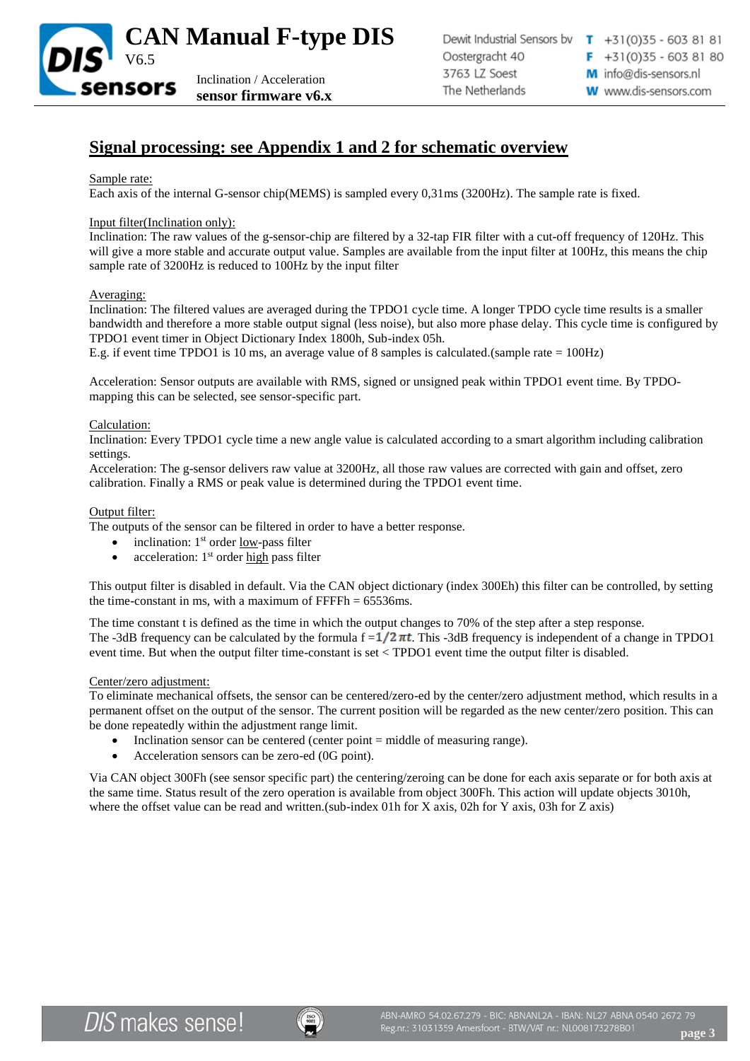## Signal processing: see Appendix 1 and 2 for schematic overview

Sample rate:
Each axis of the internal G-sensor chip(MEMS) is sampled every 0,31ms (3200Hz). The sample rate is fixed.

Input filter(Inclination only):
Inclination: The raw values of the g-sensor-chip are filtered by a 32-tap FIR filter with a cut-off frequency of 120Hz. This will give a more stable and accurate output value. Samples are available from the input filter at 100Hz, this means the chip sample rate of 3200Hz is reduced to 100Hz by the input filter

Averaging:
Inclination: The filtered values are averaged during the TPDO1 cycle time. A longer TPDO cycle time results is a smaller bandwidth and therefore a more stable output signal (less noise), but also more phase delay. This cycle time is configured by TPDO1 event timer in Object Dictionary Index 1800h, Sub-index 05h.
E.g. if event time TPDO1 is 10 ms, an average value of 8 samples is calculated.(sample rate = 100Hz)

Acceleration: Sensor outputs are available with RMS, signed or unsigned peak within TPDO1 event time. By TPDO-mapping this can be selected, see sensor-specific part.

Calculation:
Inclination: Every TPDO1 cycle time a new angle value is calculated according to a smart algorithm including calibration settings.
Acceleration: The g-sensor delivers raw value at 3200Hz, all those raw values are corrected with gain and offset, zero calibration. Finally a RMS or peak value is determined during the TPDO1 event time.

Output filter:
The outputs of the sensor can be filtered in order to have a better response.

- inclination: 1st order low-pass filter
- acceleration: 1st order high pass filter

This output filter is disabled in default. Via the CAN object dictionary (index 300Eh) this filter can be controlled, by setting the time-constant in ms, with a maximum of FFFFh = 65536ms.

The time constant t is defined as the time in which the output changes to 70% of the step after a step response.
The -3dB frequency can be calculated by the formula $f = 1/2\pi t$. This -3dB frequency is independent of a change in TPDO1 event time. But when the output filter time-constant is set < TPDO1 event time the output filter is disabled.

Center/zero adjustment:
To eliminate mechanical offsets, the sensor can be centered/zero-ed by the center/zero adjustment method, which results in a permanent offset on the output of the sensor. The current position will be regarded as the new center/zero position. This can be done repeatedly within the adjustment range limit.

- Inclination sensor can be centered (center point = middle of measuring range).
- Acceleration sensors can be zero-ed (0G point).

Via CAN object 300Fh (see sensor specific part) the centering/zeroing can be done for each axis separate or for both axis at the same time. Status result of the zero operation is available from object 300Fh. This action will update objects 3010h, where the offset value can be read and written.(sub-index 01h for X axis, 02h for Y axis, 03h for Z axis)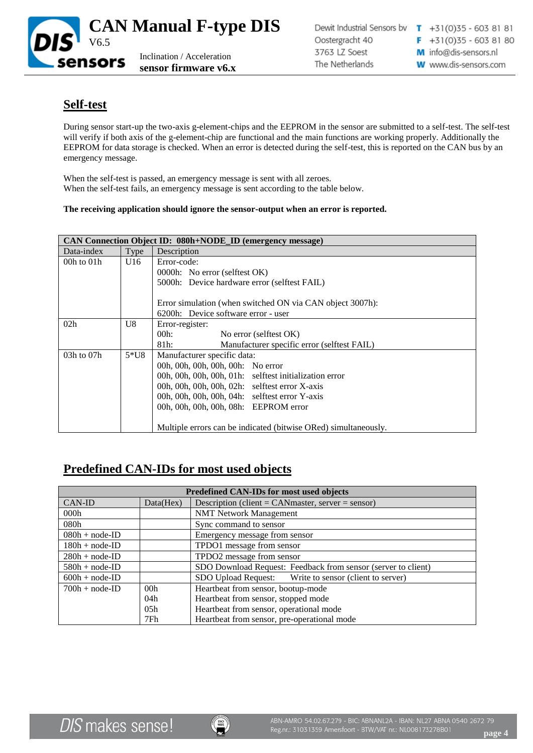## Self-test

During sensor start-up the two-axis g-element-chips and the EEPROM in the sensor are submitted to a self-test. The self-test will verify if both axis of the g-element-chip are functional and the main functions are working properly. Additionally the EEPROM for data storage is checked. When an error is detected during the self-test, this is reported on the CAN bus by an emergency message.

When the self-test is passed, an emergency message is sent with all zeroes.
When the self-test fails, an emergency message is sent according to the table below.

**The receiving application should ignore the sensor-output when an error is reported.**

| **CAN Connection Object ID: 080h+NODE_ID (emergency message)** | | |
|---|---|---|
| Data-index | Type | Description |
| 00h to 01h | U16 | Error-code:<br>0000h: No error (selftest OK)<br>5000h: Device hardware error (selftest FAIL)<br><br>Error simulation (when switched ON via CAN object 3007h):<br>6200h: Device software error - user |
| 02h | U8 | Error-register:<br>00h: No error (selftest OK)<br>81h: Manufacturer specific error (selftest FAIL) |
| 03h to 07h | 5*U8 | Manufacturer specific data:<br>00h, 00h, 00h, 00h, 00h: No error<br>00h, 00h, 00h, 00h, 01h: selftest initialization error<br>00h, 00h, 00h, 00h, 02h: selftest error X-axis<br>00h, 00h, 00h, 00h, 04h: selftest error Y-axis<br>00h, 00h, 00h, 00h, 08h: EEPROM error<br><br>Multiple errors can be indicated (bitwise ORed) simultaneously. |

## Predefined CAN-IDs for most used objects

| **Predefined CAN-IDs for most used objects** | | |
|---|---|---|
| CAN-ID | Data(Hex) | Description (client = CANmaster, server = sensor) |
| 000h | | NMT Network Management |
| 080h | | Sync command to sensor |
| 080h + node-ID | | Emergency message from sensor |
| 180h + node-ID | | TPDO1 message from sensor |
| 280h + node-ID | | TPDO2 message from sensor |
| 580h + node-ID | | SDO Download Request: Feedback from sensor (server to client) |
| 600h + node-ID | | SDO Upload Request: Write to sensor (client to server) |
| 700h + node-ID | 00h<br>04h<br>05h<br>7Fh | Heartbeat from sensor, bootup-mode<br>Heartbeat from sensor, stopped mode<br>Heartbeat from sensor, operational mode<br>Heartbeat from sensor, pre-operational mode |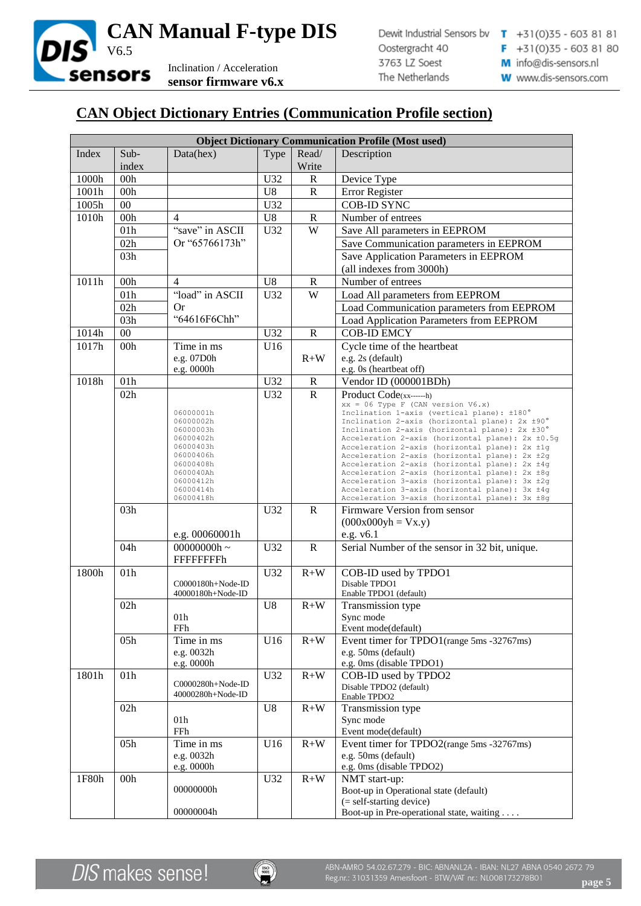## CAN Object Dictionary Entries (Communication Profile section)

| Object Dictionary Communication Profile (Most used) | | | | | |
|---|---|---|---|---|---|
| Index | Sub-index | Data(hex) | Type | Read/ Write | Description |
| 1000h | 00h | | U32 | R | Device Type |
| 1001h | 00h | | U8 | R | Error Register |
| 1005h | 00 | | U32 | | COB-ID SYNC |
| 1010h | 00h | 4 | U8 | R | Number of entrees |
| | 01h | "save" in ASCII Or "65766173h" | U32 | W | Save All parameters in EEPROM |
| | 02h | | | | Save Communication parameters in EEPROM |
| | 03h | | | | Save Application Parameters in EEPROM (all indexes from 3000h) |
| 1011h | 00h | 4 | U8 | R | Number of entrees |
| | 01h | "load" in ASCII Or "64616F6Ch" | U32 | W | Load All parameters from EEPROM |
| | 02h | | | | Load Communication parameters from EEPROM |
| | 03h | | | | Load Application Parameters from EEPROM |
| 1014h | 00 | | U32 | R | COB-ID EMCY |
| 1017h | 00h | Time in ms<br>e.g. 07D0h<br>e.g. 0000h | U16 | R+W | Cycle time of the heartbeat<br>e.g. 2s (default)<br>e.g. 0s (heartbeat off) |
| 1018h | 01h | | U32 | R | Vendor ID (000001BDh) |
| | 02h | <br><br>06000001h<br>06000002h<br>06000003h<br>0600402h<br>0600403h<br>0600406h<br>0600408h<br>060040Ah<br>06000412h<br>06000414h<br>06000418h | U32 | R | Product Code(xx------h)<br>xx = 06 Type F (CAN version V6.x)<br>Inclination 1-axis (vertical plane): ±180°<br>Inclination 2-axis (horizontal plane): 2x ±90°<br>Inclination 2-axis (horizontal plane): 2x ±30°<br>Acceleration 2-axis (horizontal plane): 2x ±0.5g<br>Acceleration 2-axis (horizontal plane): 2x ±1g<br>Acceleration 2-axis (horizontal plane): 2x ±2g<br>Acceleration 2-axis (horizontal plane): 2x ±4g<br>Acceleration 2-axis (horizontal plane): 2x ±8g<br>Acceleration 3-axis (horizontal plane): 3x ±2g<br>Acceleration 3-axis (horizontal plane): 3x ±4g<br>Acceleration 3-axis (horizontal plane): 3x ±8g |
| | 03h | e.g. 00060001h | U32 | R | Firmware Version from sensor (000x000yh = Vx.y)<br>e.g. v6.1 |
| | 04h | 00000000h ~ FFFFFFFFh | U32 | R | Serial Number of the sensor in 32 bit, unique. |
| 1800h | 01h | C0000180h+Node-ID<br>40000180h+Node-ID | U32 | R+W | COB-ID used by TPDO1<br>Disable TPDO1<br>Enable TPDO1 (default) |
| | 02h | 01h<br>FFh | U8 | R+W | Transmission type<br>Sync mode<br>Event mode(default) |
| | 05h | Time in ms<br>e.g. 0032h<br>e.g. 0000h | U16 | R+W | Event timer for TPDO1(range 5ms -32767ms)<br>e.g. 50ms (default)<br>e.g. 0ms (disable TPDO1) |
| 1801h | 01h | C0000280h+Node-ID<br>40000280h+Node-ID | U32 | R+W | COB-ID used by TPDO2<br>Disable TPDO2 (default)<br>Enable TPDO2 |
| | 02h | 01h<br>FFh | U8 | R+W | Transmission type<br>Sync mode<br>Event mode(default) |
| | 05h | Time in ms<br>e.g. 0032h<br>e.g. 0000h | U16 | R+W | Event timer for TPDO2(range 5ms -32767ms)<br>e.g. 50ms (default)<br>e.g. 0ms (disable TPDO2) |
| 1F80h | 00h | 00000000h<br><br>00000004h | U32 | R+W | NMT start-up:<br>Boot-up in Operational state (default)<br>(= self-starting device)<br>Boot-up in Pre-operational state, waiting . . . . |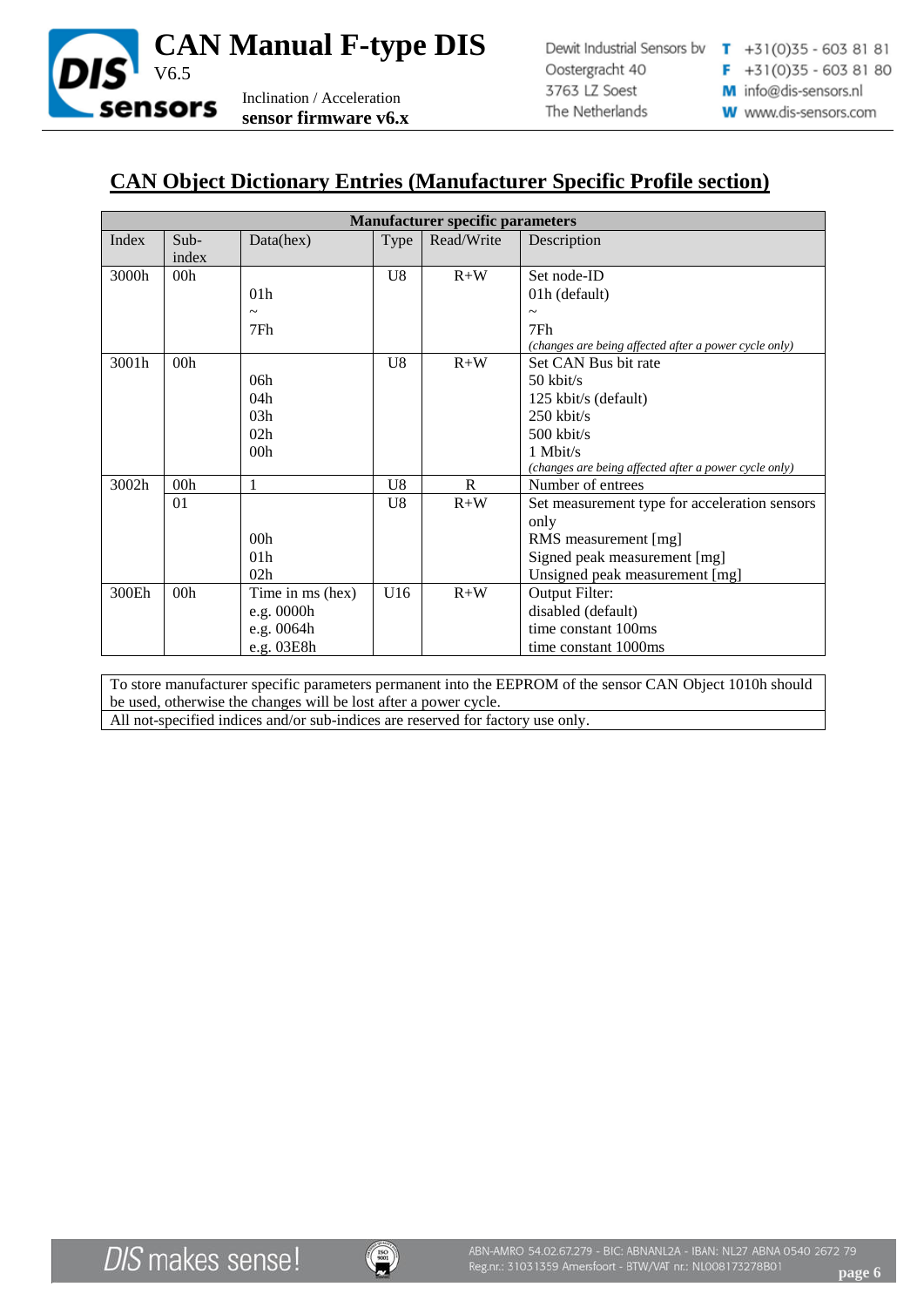## CAN Object Dictionary Entries (Manufacturer Specific Profile section)

| Manufacturer specific parameters | | | | | |
|---|---|---|---|---|---|
| Index | Sub-index | Data(hex) | Type | Read/Write | Description |
| 3000h | 00h | <br>01h<br>~<br>7Fh | U8 | R+W | Set node-ID<br>01h (default)<br>~<br>7Fh<br>*(changes are being affected after a power cycle only)* |
| 3001h | 00h | <br>06h<br>04h<br>03h<br>02h<br>00h | U8 | R+W | Set CAN Bus bit rate<br>50 kbit/s<br>125 kbit/s (default)<br>250 kbit/s<br>500 kbit/s<br>1 Mbit/s<br>*(changes are being affected after a power cycle only)* |
| 3002h | 00h | 1 | U8 | R | Number of entrees |
| | 01 | <br><br>00h<br>01h<br>02h | U8 | R+W | Set measurement type for acceleration sensors only<br>RMS measurement [mg]<br>Signed peak measurement [mg]<br>Unsigned peak measurement [mg] |
| 300Eh | 00h | Time in ms (hex)<br>e.g. 0000h<br>e.g. 0064h<br>e.g. 03E8h | U16 | R+W | Output Filter:<br>disabled (default)<br>time constant 100ms<br>time constant 1000ms |

| |
|---|
| To store manufacturer specific parameters permanent into the EEPROM of the sensor CAN Object 1010h should be used, otherwise the changes will be lost after a power cycle. |
| All not-specified indices and/or sub-indices are reserved for factory use only. |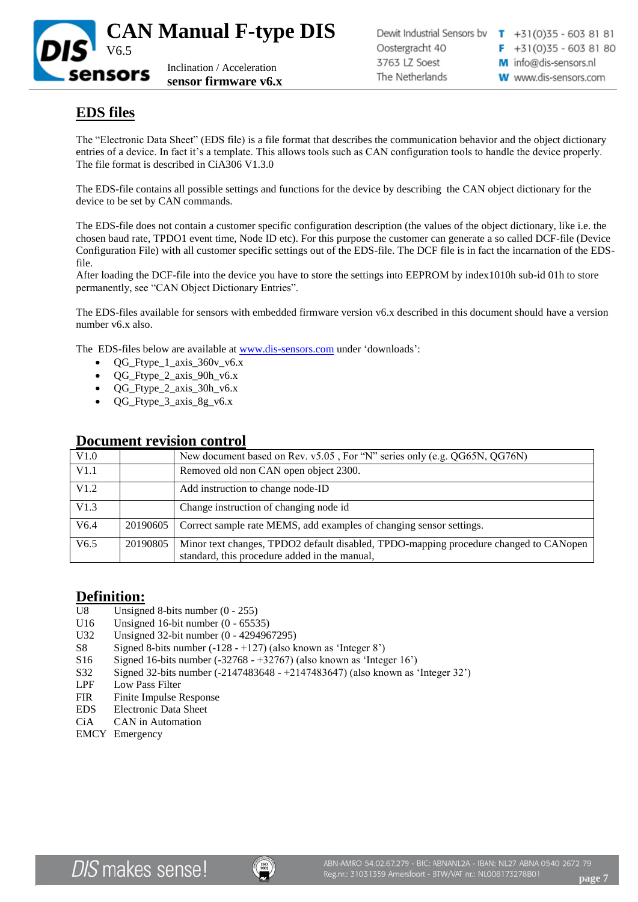## EDS files

The "Electronic Data Sheet" (EDS file) is a file format that describes the communication behavior and the object dictionary entries of a device. In fact it's a template. This allows tools such as CAN configuration tools to handle the device properly. The file format is described in CiA306 V1.3.0

The EDS-file contains all possible settings and functions for the device by describing the CAN object dictionary for the device to be set by CAN commands.

The EDS-file does not contain a customer specific configuration description (the values of the object dictionary, like i.e. the chosen baud rate, TPDO1 event time, Node ID etc). For this purpose the customer can generate a so called DCF-file (Device Configuration File) with all customer specific settings out of the EDS-file. The DCF file is in fact the incarnation of the EDS-file.
After loading the DCF-file into the device you have to store the settings into EEPROM by index1010h sub-id 01h to store permanently, see "CAN Object Dictionary Entries".

The EDS-files available for sensors with embedded firmware version v6.x described in this document should have a version number v6.x also.

The EDS-files below are available at www.dis-sensors.com under 'downloads':

- QG_Ftype_1_axis_360v_v6.x
- QG_Ftype_2_axis_90h_v6.x
- QG_Ftype_2_axis_30h_v6.x
- QG_Ftype_3_axis_8g_v6.x

## Document revision control

| V1.0 | | New document based on Rev. v5.05 , For "N" series only (e.g. QG65N, QG76N) |
|---|---|---|
| V1.1 | | Removed old non CAN open object 2300. |
| V1.2 | | Add instruction to change node-ID |
| V1.3 | | Change instruction of changing node id |
| V6.4 | 20190605 | Correct sample rate MEMS, add examples of changing sensor settings. |
| V6.5 | 20190805 | Minor text changes, TPDO2 default disabled, TPDO-mapping procedure changed to CANopen standard, this procedure added in the manual, |

## Definition:

| | |
|---|---|
| U8 | Unsigned 8-bits number (0 - 255) |
| U16 | Unsigned 16-bit number (0 - 65535) |
| U32 | Unsigned 32-bit number (0 - 4294967295) |
| S8 | Signed 8-bits number (-128 - +127) (also known as 'Integer 8') |
| S16 | Signed 16-bits number (-32768 - +32767) (also known as 'Integer 16') |
| S32 | Signed 32-bits number (-2147483648 - +2147483647) (also known as 'Integer 32') |
| LPF | Low Pass Filter |
| FIR | Finite Impulse Response |
| EDS | Electronic Data Sheet |
| CiA | CAN in Automation |
| EMCY | Emergency |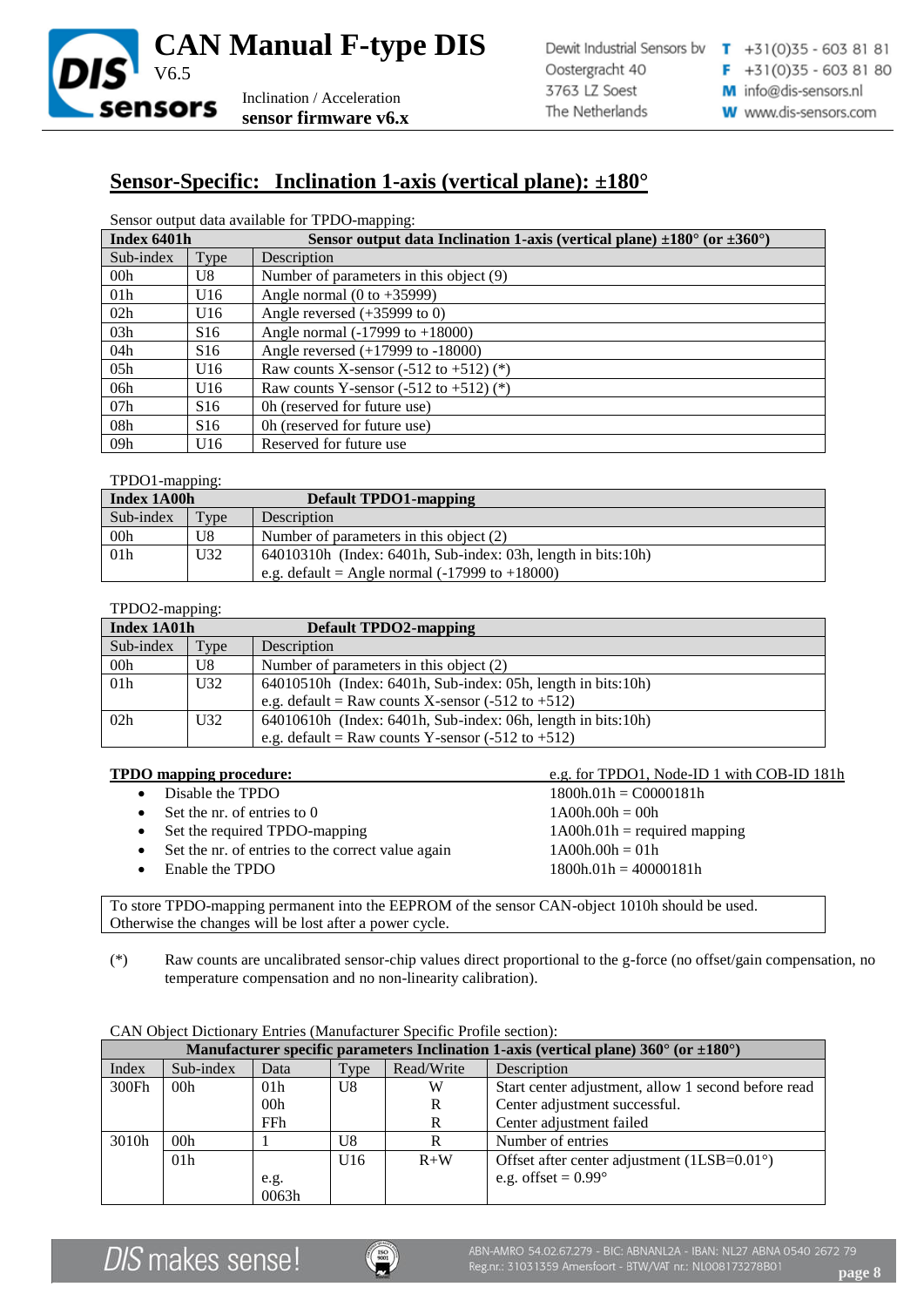## Sensor-Specific: Inclination 1-axis (vertical plane): ±180°

Sensor output data available for TPDO-mapping:

| Index 6401h | Sensor output data Inclination 1-axis (vertical plane) ±180° (or ±360°) | |
|---|---|---|
| Sub-index | Type | Description |
| 00h | U8 | Number of parameters in this object (9) |
| 01h | U16 | Angle normal (0 to +35999) |
| 02h | U16 | Angle reversed (+35999 to 0) |
| 03h | S16 | Angle normal (-17999 to +18000) |
| 04h | S16 | Angle reversed (+17999 to -18000) |
| 05h | U16 | Raw counts X-sensor (-512 to +512) (*) |
| 06h | U16 | Raw counts Y-sensor (-512 to +512) (*) |
| 07h | S16 | 0h (reserved for future use) |
| 08h | S16 | 0h (reserved for future use) |
| 09h | U16 | Reserved for future use |

TPDO1-mapping:

| Index 1A00h | Default TPDO1-mapping | |
|---|---|---|
| Sub-index | Type | Description |
| 00h | U8 | Number of parameters in this object (2) |
| 01h | U32 | 64010310h (Index: 6401h, Sub-index: 03h, length in bits:10h)<br>e.g. default = Angle normal (-17999 to +18000) |

TPDO2-mapping:

| Index 1A01h | Default TPDO2-mapping | |
|---|---|---|
| Sub-index | Type | Description |
| 00h | U8 | Number of parameters in this object (2) |
| 01h | U32 | 64010510h (Index: 6401h, Sub-index: 05h, length in bits:10h)<br>e.g. default = Raw counts X-sensor (-512 to +512) |
| 02h | U32 | 64010610h (Index: 6401h, Sub-index: 06h, length in bits:10h)<br>e.g. default = Raw counts Y-sensor (-512 to +512) |

**TPDO mapping procedure:** — e.g. for TPDO1, Node-ID 1 with COB-ID 181h

- Disable the TPDO — 1800h.01h = C0000181h
- Set the nr. of entries to 0 — 1A00h.00h = 00h
- Set the required TPDO-mapping — 1A00h.01h = required mapping
- Set the nr. of entries to the correct value again — 1A00h.00h = 01h
- Enable the TPDO — 1800h.01h = 40000181h

To store TPDO-mapping permanent into the EEPROM of the sensor CAN-object 1010h should be used.
Otherwise the changes will be lost after a power cycle.

(*) Raw counts are uncalibrated sensor-chip values direct proportional to the g-force (no offset/gain compensation, no temperature compensation and no non-linearity calibration).

CAN Object Dictionary Entries (Manufacturer Specific Profile section):

| Manufacturer specific parameters Inclination 1-axis (vertical plane) 360° (or ±180°) | | | | | |
|---|---|---|---|---|---|
| Index | Sub-index | Data | Type | Read/Write | Description |
| 300Fh | 00h | 01h<br>00h<br>FFh | U8 | W<br>R<br>R | Start center adjustment, allow 1 second before read<br>Center adjustment successful.<br>Center adjustment failed |
| 3010h | 00h | 1 | U8 | R | Number of entries |
| | 01h | e.g. 0063h | U16 | R+W | Offset after center adjustment (1LSB=0.01°)<br>e.g. offset = 0.99° |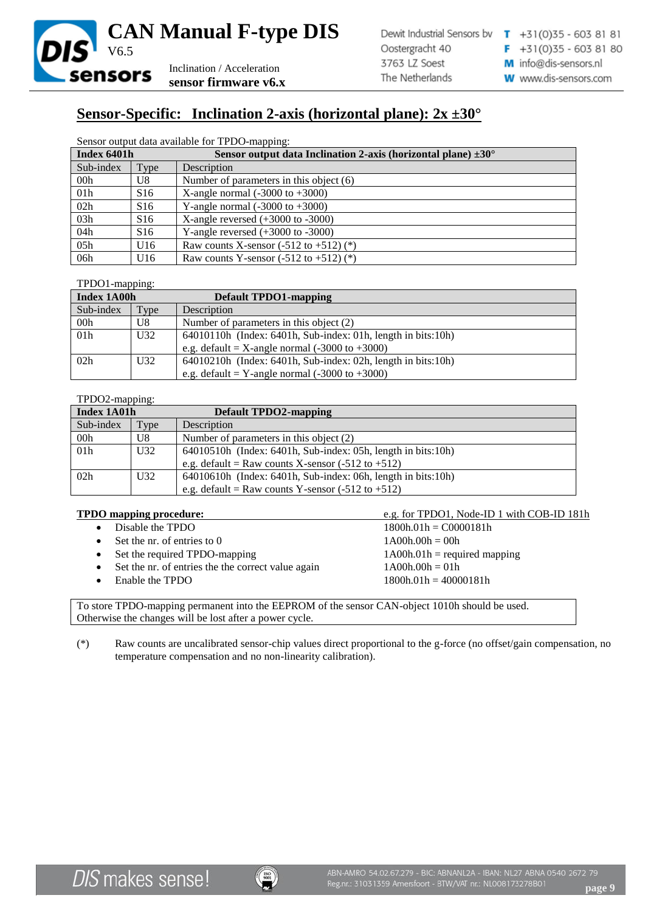## Sensor-Specific: Inclination 2-axis (horizontal plane): 2x ±30°

Sensor output data available for TPDO-mapping:

| Index 6401h | | Sensor output data Inclination 2-axis (horizontal plane) ±30° |
|---|---|---|
| Sub-index | Type | Description |
| 00h | U8 | Number of parameters in this object (6) |
| 01h | S16 | X-angle normal (-3000 to +3000) |
| 02h | S16 | Y-angle normal (-3000 to +3000) |
| 03h | S16 | X-angle reversed (+3000 to -3000) |
| 04h | S16 | Y-angle reversed (+3000 to -3000) |
| 05h | U16 | Raw counts X-sensor (-512 to +512) (*) |
| 06h | U16 | Raw counts Y-sensor (-512 to +512) (*) |

TPDO1-mapping:

| Index 1A00h | | Default TPDO1-mapping |
|---|---|---|
| Sub-index | Type | Description |
| 00h | U8 | Number of parameters in this object (2) |
| 01h | U32 | 64010110h (Index: 6401h, Sub-index: 01h, length in bits:10h) e.g. default = X-angle normal (-3000 to +3000) |
| 02h | U32 | 64010210h (Index: 6401h, Sub-index: 02h, length in bits:10h) e.g. default = Y-angle normal (-3000 to +3000) |

TPDO2-mapping:

| Index 1A01h | | Default TPDO2-mapping |
|---|---|---|
| Sub-index | Type | Description |
| 00h | U8 | Number of parameters in this object (2) |
| 01h | U32 | 64010510h (Index: 6401h, Sub-index: 05h, length in bits:10h) e.g. default = Raw counts X-sensor (-512 to +512) |
| 02h | U32 | 64010610h (Index: 6401h, Sub-index: 06h, length in bits:10h) e.g. default = Raw counts Y-sensor (-512 to +512) |

| **TPDO mapping procedure:** | e.g. for TPDO1, Node-ID 1 with COB-ID 181h |
|---|---|
| • Disable the TPDO | 1800h.01h = C0000181h |
| • Set the nr. of entries to 0 | 1A00h.00h = 00h |
| • Set the required TPDO-mapping | 1A00h.01h = required mapping |
| • Set the nr. of entries the the correct value again | 1A00h.00h = 01h |
| • Enable the TPDO | 1800h.01h = 40000181h |

To store TPDO-mapping permanent into the EEPROM of the sensor CAN-object 1010h should be used. Otherwise the changes will be lost after a power cycle.

(*) Raw counts are uncalibrated sensor-chip values direct proportional to the g-force (no offset/gain compensation, no temperature compensation and no non-linearity calibration).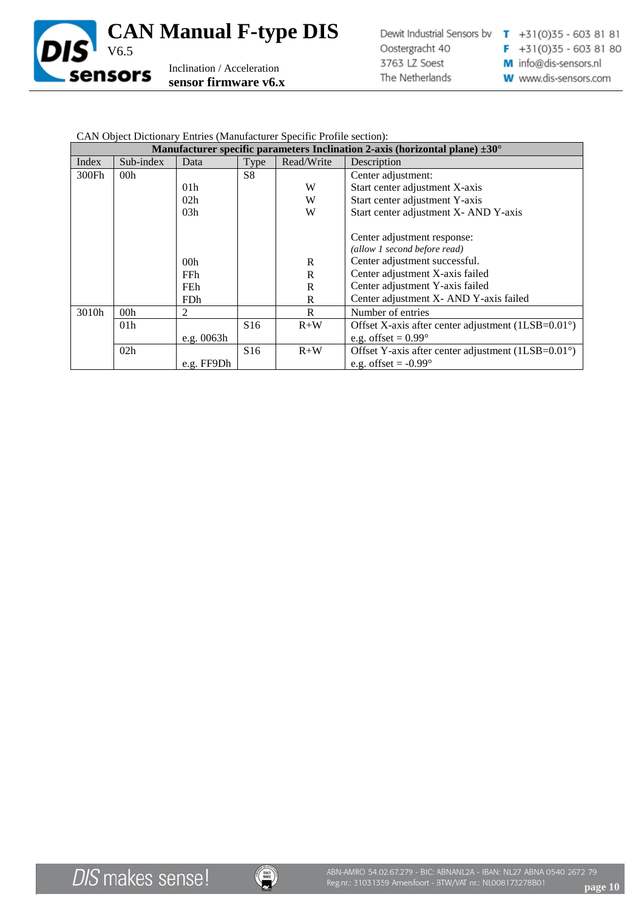CAN Object Dictionary Entries (Manufacturer Specific Profile section):

| Manufacturer specific parameters Inclination 2-axis (horizontal plane) ±30° | | | | | |
|---|---|---|---|---|---|
| Index | Sub-index | Data | Type | Read/Write | Description |
| 300Fh | 00h | | S8 | | Center adjustment: |
| | | 01h | | W | Start center adjustment X-axis |
| | | 02h | | W | Start center adjustment Y-axis |
| | | 03h | | W | Start center adjustment X- AND Y-axis |
| | | | | | Center adjustment response: *(allow 1 second before read)* |
| | | 00h | | R | Center adjustment successful. |
| | | FFh | | R | Center adjustment X-axis failed |
| | | FEh | | R | Center adjustment Y-axis failed |
| | | FDh | | R | Center adjustment X- AND Y-axis failed |
| 3010h | 00h | 2 | | R | Number of entries |
| | 01h | e.g. 0063h | S16 | R+W | Offset X-axis after center adjustment (1LSB=0.01°) e.g. offset = 0.99° |
| | 02h | e.g. FF9Dh | S16 | R+W | Offset Y-axis after center adjustment (1LSB=0.01°) e.g. offset = -0.99° |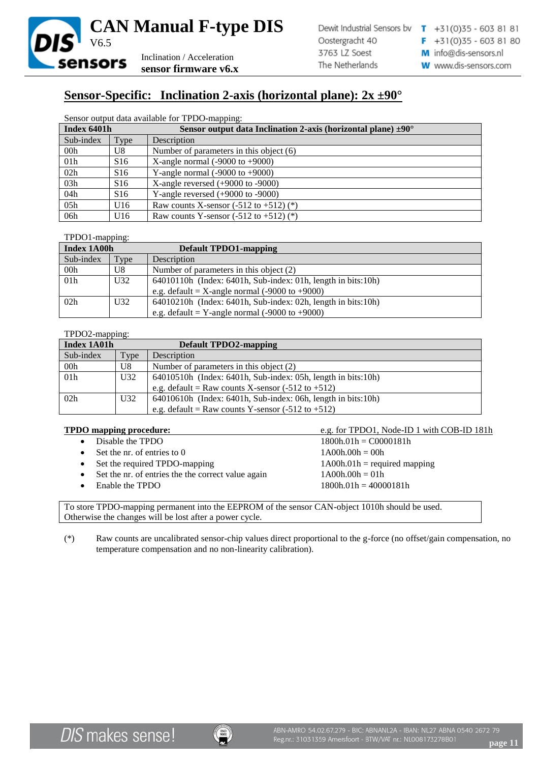## Sensor-Specific: Inclination 2-axis (horizontal plane): 2x ±90°

Sensor output data available for TPDO-mapping:

| Index 6401h | | Sensor output data Inclination 2-axis (horizontal plane) ±90° |
|---|---|---|
| Sub-index | Type | Description |
| 00h | U8 | Number of parameters in this object (6) |
| 01h | S16 | X-angle normal (-9000 to +9000) |
| 02h | S16 | Y-angle normal (-9000 to +9000) |
| 03h | S16 | X-angle reversed (+9000 to -9000) |
| 04h | S16 | Y-angle reversed (+9000 to -9000) |
| 05h | U16 | Raw counts X-sensor (-512 to +512) (*) |
| 06h | U16 | Raw counts Y-sensor (-512 to +512) (*) |

TPDO1-mapping:

| Index 1A00h | | Default TPDO1-mapping |
|---|---|---|
| Sub-index | Type | Description |
| 00h | U8 | Number of parameters in this object (2) |
| 01h | U32 | 64010110h (Index: 6401h, Sub-index: 01h, length in bits:10h)<br>e.g. default = X-angle normal (-9000 to +9000) |
| 02h | U32 | 64010210h (Index: 6401h, Sub-index: 02h, length in bits:10h)<br>e.g. default = Y-angle normal (-9000 to +9000) |

TPDO2-mapping:

| Index 1A01h | | Default TPDO2-mapping |
|---|---|---|
| Sub-index | Type | Description |
| 00h | U8 | Number of parameters in this object (2) |
| 01h | U32 | 64010510h (Index: 6401h, Sub-index: 05h, length in bits:10h)<br>e.g. default = Raw counts X-sensor (-512 to +512) |
| 02h | U32 | 64010610h (Index: 6401h, Sub-index: 06h, length in bits:10h)<br>e.g. default = Raw counts Y-sensor (-512 to +512) |

| **TPDO mapping procedure:** | e.g. for TPDO1, Node-ID 1 with COB-ID 181h |
|---|---|
| • Disable the TPDO | 1800h.01h = C0000181h |
| • Set the nr. of entries to 0 | 1A00h.00h = 00h |
| • Set the required TPDO-mapping | 1A00h.01h = required mapping |
| • Set the nr. of entries the the correct value again | 1A00h.00h = 01h |
| • Enable the TPDO | 1800h.01h = 40000181h |

To store TPDO-mapping permanent into the EEPROM of the sensor CAN-object 1010h should be used. Otherwise the changes will be lost after a power cycle.

(*) Raw counts are uncalibrated sensor-chip values direct proportional to the g-force (no offset/gain compensation, no temperature compensation and no non-linearity calibration).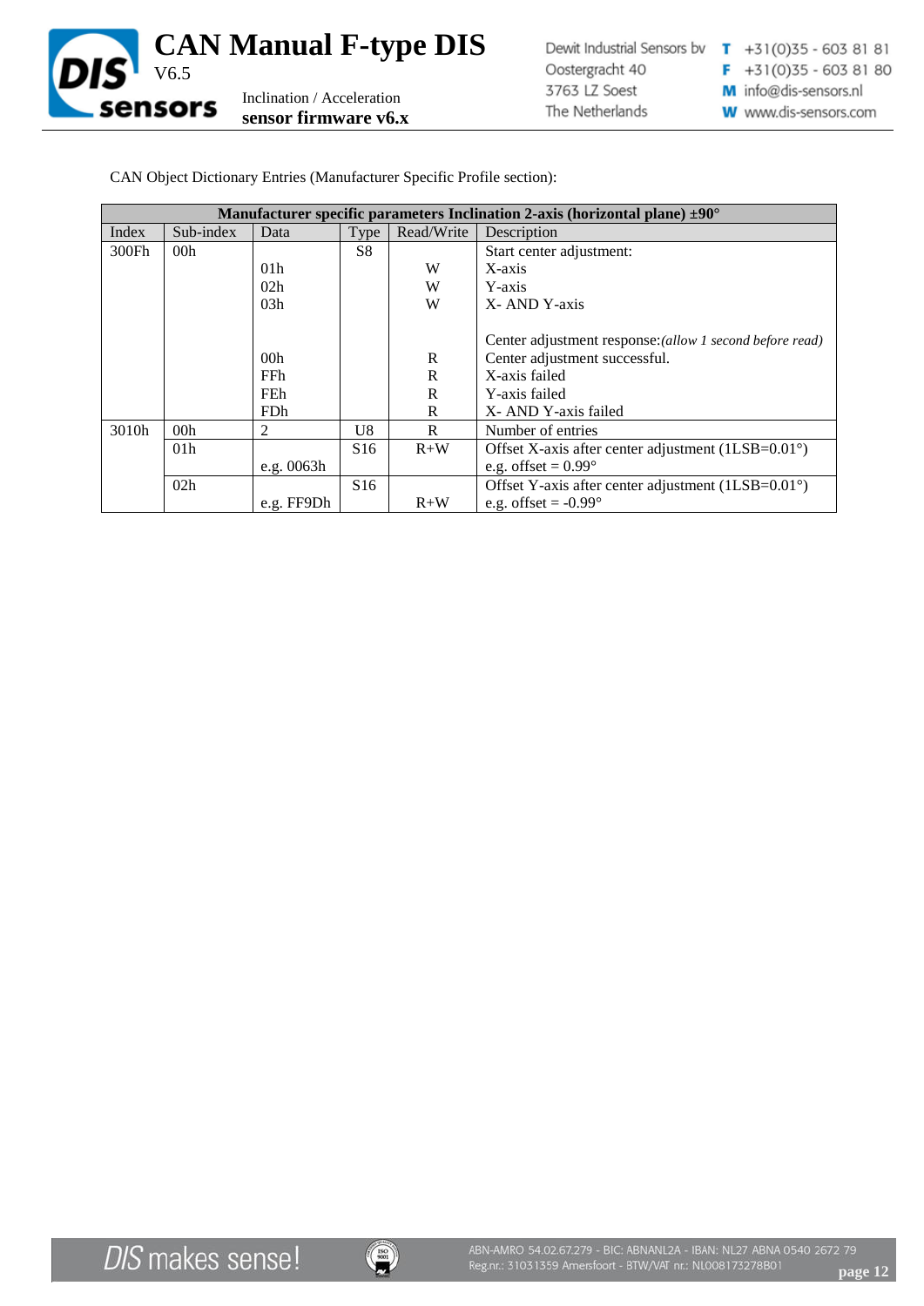CAN Object Dictionary Entries (Manufacturer Specific Profile section):

| **Manufacturer specific parameters Inclination 2-axis (horizontal plane) ±90°** | | | | | |
|---|---|---|---|---|---|
| Index | Sub-index | Data | Type | Read/Write | Description |
| 300Fh | 00h | | S8 | | Start center adjustment: |
| | | 01h | | W | X-axis |
| | | 02h | | W | Y-axis |
| | | 03h | | W | X- AND Y-axis |
| | | | | | Center adjustment response:*(allow 1 second before read)* |
| | | 00h | | R | Center adjustment successful. |
| | | FFh | | R | X-axis failed |
| | | FEh | | R | Y-axis failed |
| | | FDh | | R | X- AND Y-axis failed |
| 3010h | 00h | 2 | U8 | R | Number of entries |
| | 01h | e.g. 0063h | S16 | R+W | Offset X-axis after center adjustment (1LSB=0.01°) e.g. offset = 0.99° |
| | 02h | e.g. FF9Dh | S16 | R+W | Offset Y-axis after center adjustment (1LSB=0.01°) e.g. offset = -0.99° |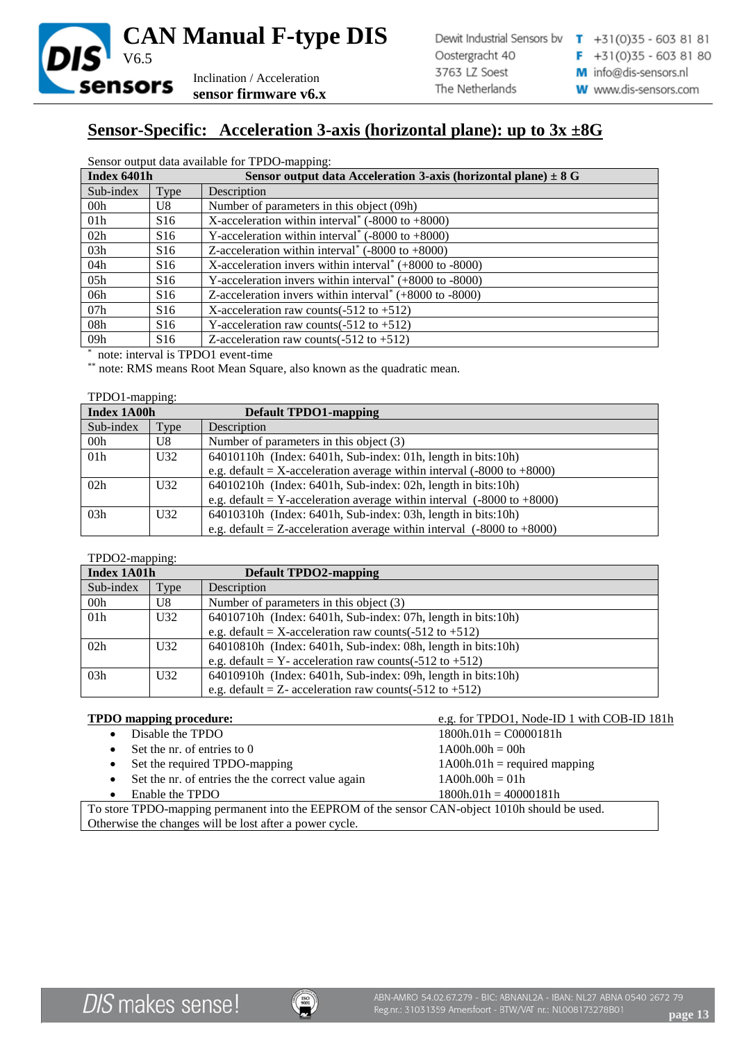## Sensor-Specific: Acceleration 3-axis (horizontal plane): up to 3x ±8G

Sensor output data available for TPDO-mapping:

| **Index 6401h** | | **Sensor output data Acceleration 3-axis (horizontal plane) ± 8 G** |
|---|---|---|
| Sub-index | Type | Description |
| 00h | U8 | Number of parameters in this object (09h) |
| 01h | S16 | X-acceleration within interval* (-8000 to +8000) |
| 02h | S16 | Y-acceleration within interval* (-8000 to +8000) |
| 03h | S16 | Z-acceleration within interval* (-8000 to +8000) |
| 04h | S16 | X-acceleration invers within interval* (+8000 to -8000) |
| 05h | S16 | Y-acceleration invers within interval* (+8000 to -8000) |
| 06h | S16 | Z-acceleration invers within interval* (+8000 to -8000) |
| 07h | S16 | X-acceleration raw counts(-512 to +512) |
| 08h | S16 | Y-acceleration raw counts(-512 to +512) |
| 09h | S16 | Z-acceleration raw counts(-512 to +512) |

\* note: interval is TPDO1 event-time
\*\* note: RMS means Root Mean Square, also known as the quadratic mean.

TPDO1-mapping:

| **Index 1A00h** | | **Default TPDO1-mapping** |
|---|---|---|
| Sub-index | Type | Description |
| 00h | U8 | Number of parameters in this object (3) |
| 01h | U32 | 64010110h (Index: 6401h, Sub-index: 01h, length in bits:10h)<br>e.g. default = X-acceleration average within interval (-8000 to +8000) |
| 02h | U32 | 64010210h (Index: 6401h, Sub-index: 02h, length in bits:10h)<br>e.g. default = Y-acceleration average within interval (-8000 to +8000) |
| 03h | U32 | 64010310h (Index: 6401h, Sub-index: 03h, length in bits:10h)<br>e.g. default = Z-acceleration average within interval (-8000 to +8000) |

TPDO2-mapping:

| **Index 1A01h** | | **Default TPDO2-mapping** |
|---|---|---|
| Sub-index | Type | Description |
| 00h | U8 | Number of parameters in this object (3) |
| 01h | U32 | 64010710h (Index: 6401h, Sub-index: 07h, length in bits:10h)<br>e.g. default = X-acceleration raw counts(-512 to +512) |
| 02h | U32 | 64010810h (Index: 6401h, Sub-index: 08h, length in bits:10h)<br>e.g. default = Y- acceleration raw counts(-512 to +512) |
| 03h | U32 | 64010910h (Index: 6401h, Sub-index: 09h, length in bits:10h)<br>e.g. default = Z- acceleration raw counts(-512 to +512) |

| **TPDO mapping procedure:** | e.g. for TPDO1, Node-ID 1 with COB-ID 181h |
|---|---|
| • Disable the TPDO | 1800h.01h = C0000181h |
| • Set the nr. of entries to 0 | 1A00h.00h = 00h |
| • Set the required TPDO-mapping | 1A00h.01h = required mapping |
| • Set the nr. of entries the the correct value again | 1A00h.00h = 01h |
| • Enable the TPDO | 1800h.01h = 40000181h |

To store TPDO-mapping permanent into the EEPROM of the sensor CAN-object 1010h should be used. Otherwise the changes will be lost after a power cycle.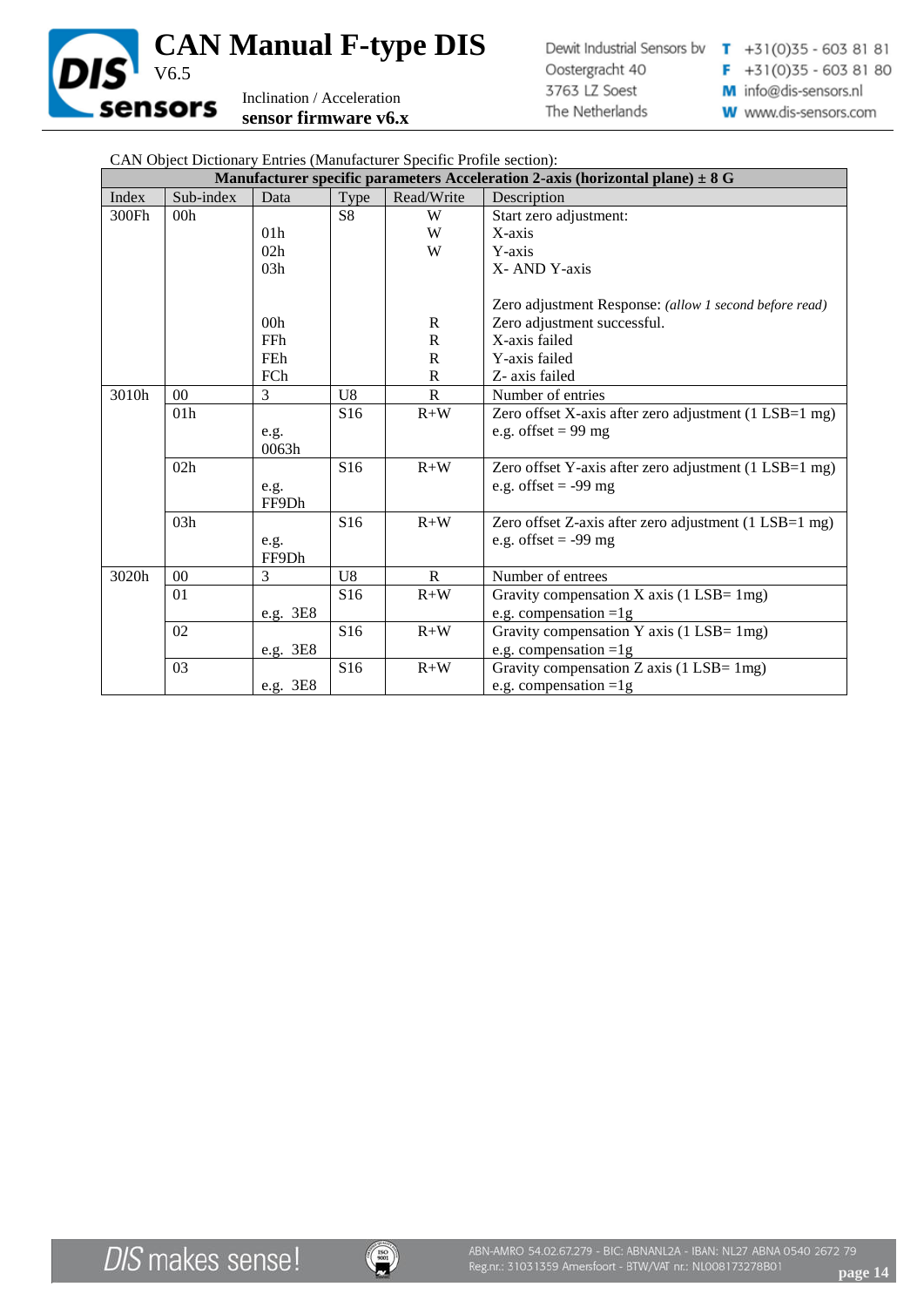CAN Object Dictionary Entries (Manufacturer Specific Profile section):

| Manufacturer specific parameters Acceleration 2-axis (horizontal plane) ± 8 G | | | | | |
|---|---|---|---|---|---|
| Index | Sub-index | Data | Type | Read/Write | Description |
| 300Fh | 00h | | S8 | W | Start zero adjustment: |
| | | 01h | | W | X-axis |
| | | 02h | | W | Y-axis |
| | | 03h | | | X- AND Y-axis |
| | | | | | Zero adjustment Response: *(allow 1 second before read)* |
| | | 00h | | R | Zero adjustment successful. |
| | | FFh | | R | X-axis failed |
| | | FEh | | R | Y-axis failed |
| | | FCh | | R | Z- axis failed |
| 3010h | 00 | 3 | U8 | R | Number of entries |
| | 01h | e.g. 0063h | S16 | R+W | Zero offset X-axis after zero adjustment (1 LSB=1 mg) e.g. offset = 99 mg |
| | 02h | e.g. FF9Dh | S16 | R+W | Zero offset Y-axis after zero adjustment (1 LSB=1 mg) e.g. offset = -99 mg |
| | 03h | e.g. FF9Dh | S16 | R+W | Zero offset Z-axis after zero adjustment (1 LSB=1 mg) e.g. offset = -99 mg |
| 3020h | 00 | 3 | U8 | R | Number of entrees |
| | 01 | e.g. 3E8 | S16 | R+W | Gravity compensation X axis (1 LSB= 1mg) e.g. compensation =1g |
| | 02 | e.g. 3E8 | S16 | R+W | Gravity compensation Y axis (1 LSB= 1mg) e.g. compensation =1g |
| | 03 | e.g. 3E8 | S16 | R+W | Gravity compensation Z axis (1 LSB= 1mg) e.g. compensation =1g |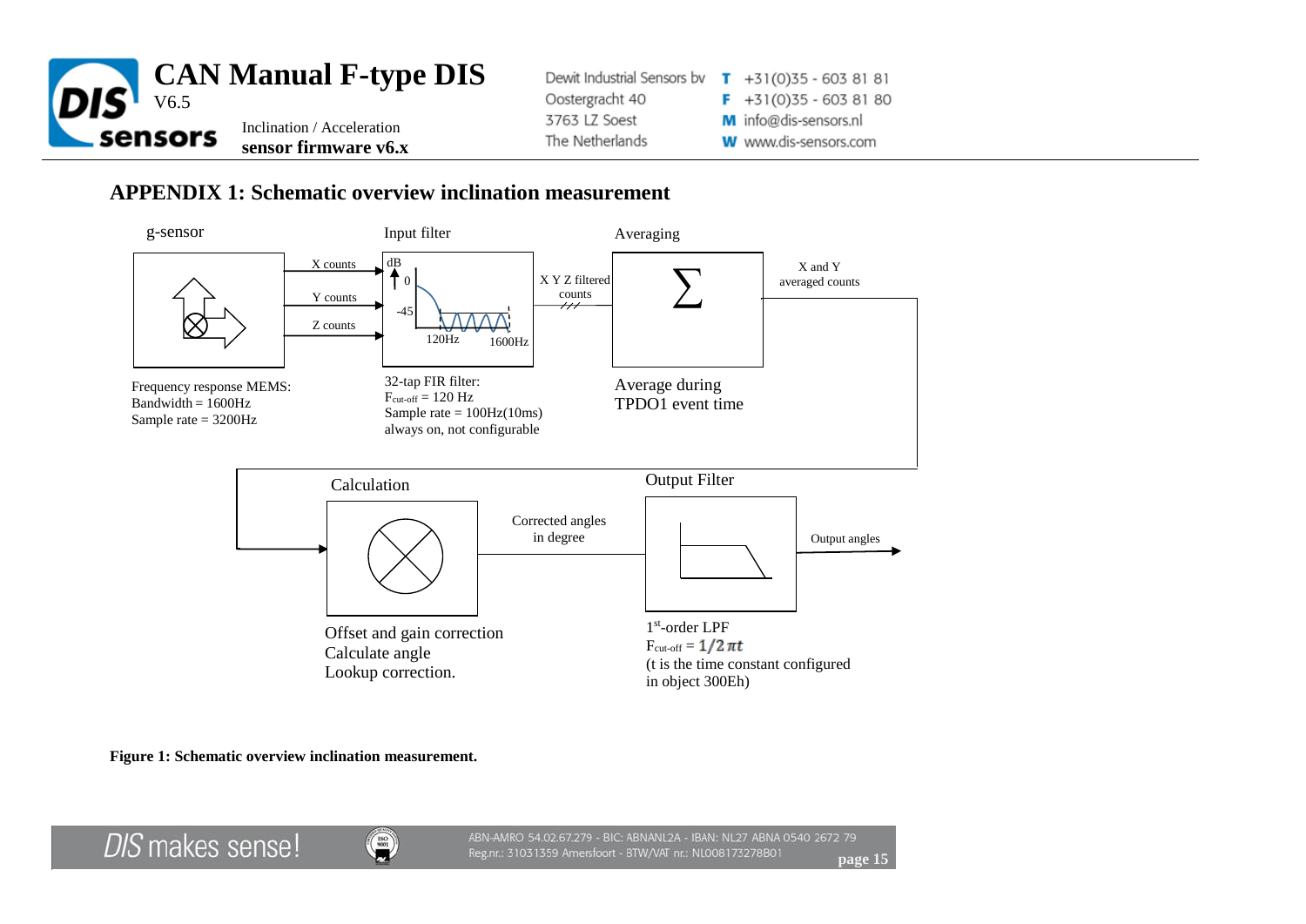## APPENDIX 1: Schematic overview inclination measurement

g-sensor

X counts

Y counts

Z counts

Frequency response MEMS:
Bandwidth = 1600Hz
Sample rate = 3200Hz

Input filter

dB
0
-45
120Hz
1600Hz

32-tap FIR filter:
$F_{cut\text{-}off}$ = 120 Hz
Sample rate = 100Hz(10ms)
always on, not configurable

X Y Z filtered counts

Averaging

$\sum$

X and Y averaged counts

Average during TPDO1 event time

Calculation

Offset and gain correction
Calculate angle
Lookup correction.

Corrected angles in degree

Output Filter

Output angles

1st-order LPF
$F_{cut\text{-}off} = 1/2\pi t$
(t is the time constant configured in object 300Eh)

**Figure 1: Schematic overview inclination measurement.**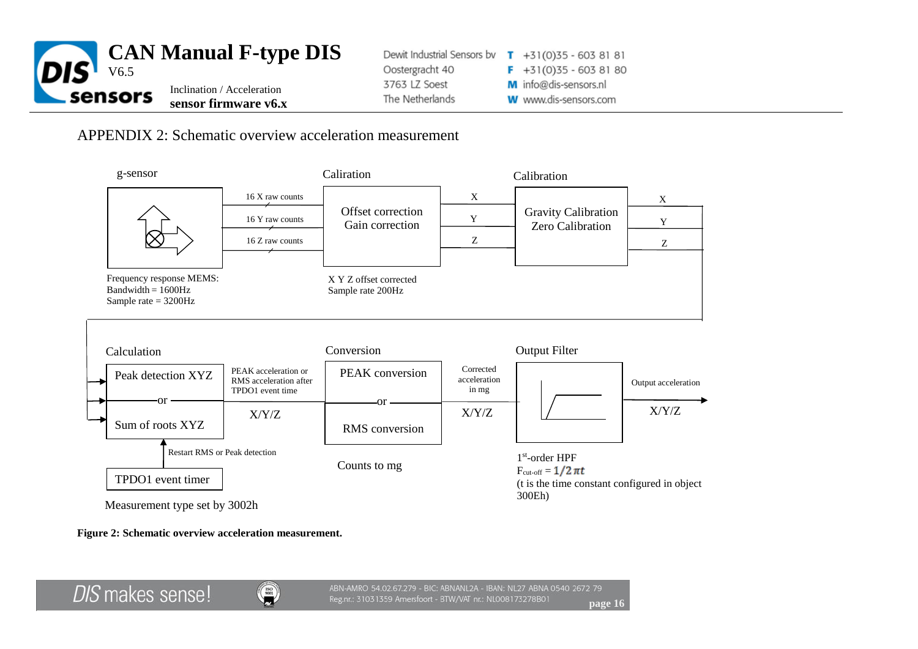## APPENDIX 2: Schematic overview acceleration measurement

g-sensor

16 X raw counts

16 Y raw counts

16 Z raw counts

Frequency response MEMS:
Bandwidth = 1600Hz
Sample rate = 3200Hz

Caliration

Offset correction
Gain correction

X Y Z offset corrected
Sample rate 200Hz

X

Y

Z

Calibration

Gravity Calibration
Zero Calibration

X

Y

Z

Calculation

Peak detection XYZ

or

Sum of roots XYZ

PEAK acceleration or
RMS acceleration after
TPDO1 event time

X/Y/Z

Restart RMS or Peak detection

TPDO1 event timer

Measurement type set by 3002h

Conversion

PEAK conversion

or

RMS conversion

Counts to mg

Corrected
acceleration
in mg

X/Y/Z

Output Filter

1[st]-order HPF
$F_{cut\text{-}off} = 1/2\pi t$
(t is the time constant configured in object 300Eh)

Output acceleration

X/Y/Z

**Figure 2: Schematic overview acceleration measurement.**